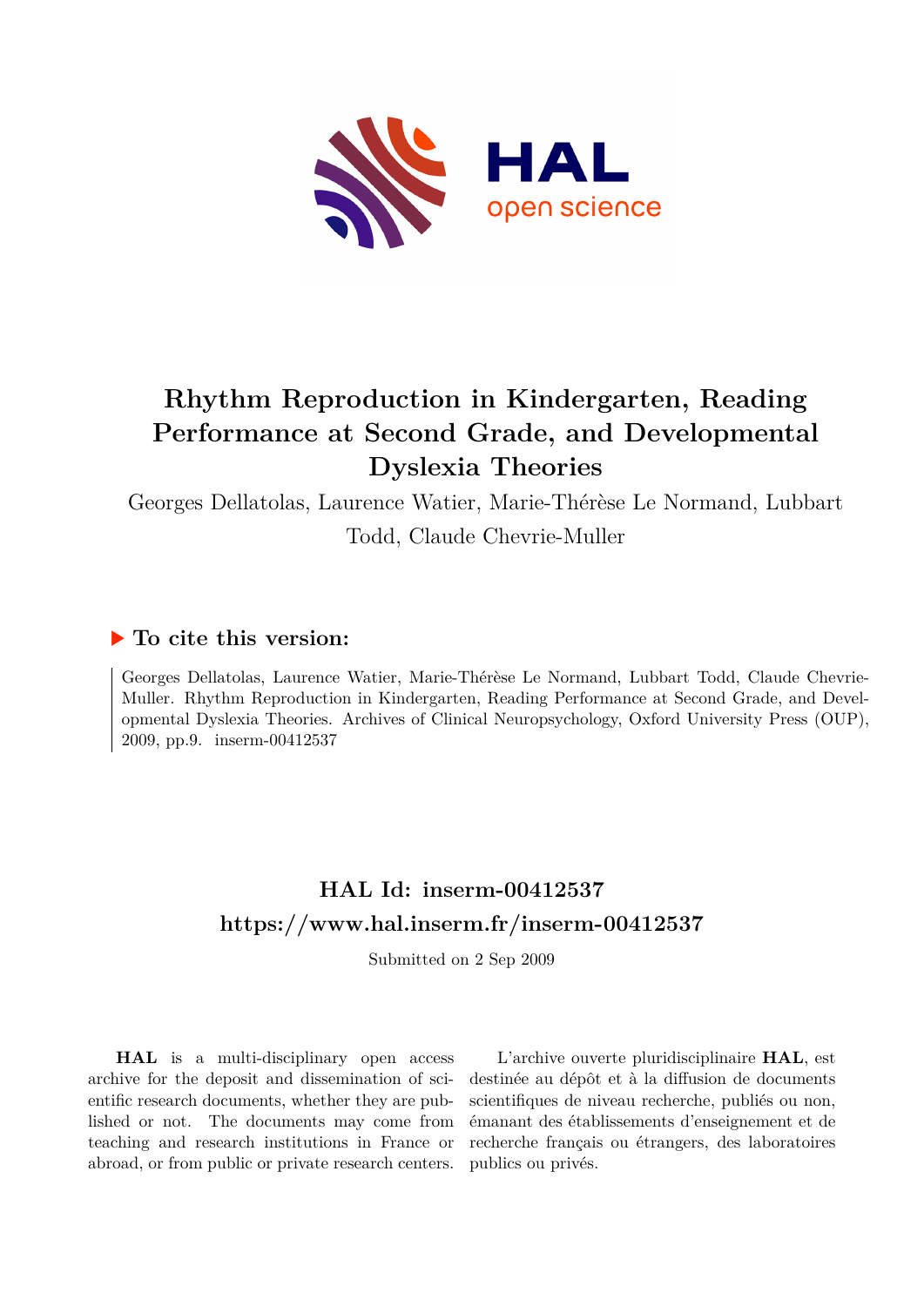# Rhythm Reproduction in Kindergarten, Reading Performance at Second Grade, and Developmental Dyslexia Theories

Georges Dellatolas, Laurence Watier, Marie-Thérèse Le Normand, Lubbart Todd, Claude Chevrie-Muller

## ▶ To cite this version:

Georges Dellatolas, Laurence Watier, Marie-Thérèse Le Normand, Lubbart Todd, Claude Chevrie-Muller. Rhythm Reproduction in Kindergarten, Reading Performance at Second Grade, and Developmental Dyslexia Theories. Archives of Clinical Neuropsychology, Oxford University Press (OUP), 2009, pp.9. inserm-00412537

## HAL Id: inserm-00412537
## https://www.hal.inserm.fr/inserm-00412537

Submitted on 2 Sep 2009

**HAL** is a multi-disciplinary open access archive for the deposit and dissemination of scientific research documents, whether they are published or not. The documents may come from teaching and research institutions in France or abroad, or from public or private research centers.

L'archive ouverte pluridisciplinaire **HAL**, est destinée au dépôt et à la diffusion de documents scientifiques de niveau recherche, publiés ou non, émanant des établissements d'enseignement et de recherche français ou étrangers, des laboratoires publics ou privés.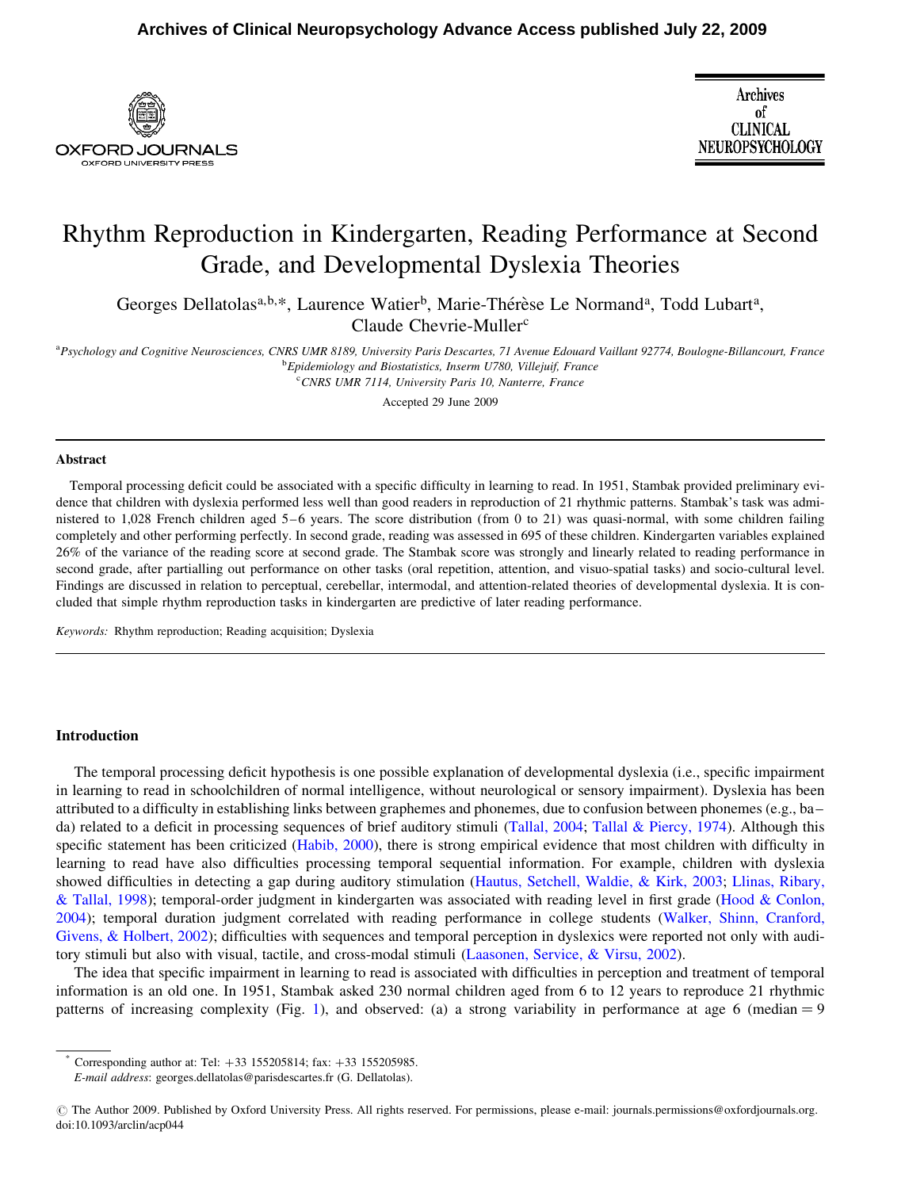# Rhythm Reproduction in Kindergarten, Reading Performance at Second Grade, and Developmental Dyslexia Theories

Georges Dellatolas[a,b,*], Laurence Watier[b], Marie-Thérèse Le Normand[a], Todd Lubart[a], Claude Chevrie-Muller[c]

[a]*Psychology and Cognitive Neurosciences, CNRS UMR 8189, University Paris Descartes, 71 Avenue Edouard Vaillant 92774, Boulogne-Billancourt, France*

[b]*Epidemiology and Biostatistics, Inserm U780, Villejuif, France*

[c]*CNRS UMR 7114, University Paris 10, Nanterre, France*

Accepted 29 June 2009

## Abstract

Temporal processing deficit could be associated with a specific difficulty in learning to read. In 1951, Stambak provided preliminary evidence that children with dyslexia performed less well than good readers in reproduction of 21 rhythmic patterns. Stambak's task was administered to 1,028 French children aged 5–6 years. The score distribution (from 0 to 21) was quasi-normal, with some children failing completely and other performing perfectly. In second grade, reading was assessed in 695 of these children. Kindergarten variables explained 26% of the variance of the reading score at second grade. The Stambak score was strongly and linearly related to reading performance in second grade, after partialling out performance on other tasks (oral repetition, attention, and visuo-spatial tasks) and socio-cultural level. Findings are discussed in relation to perceptual, cerebellar, intermodal, and attention-related theories of developmental dyslexia. It is concluded that simple rhythm reproduction tasks in kindergarten are predictive of later reading performance.

*Keywords:* Rhythm reproduction; Reading acquisition; Dyslexia

## Introduction

The temporal processing deficit hypothesis is one possible explanation of developmental dyslexia (i.e., specific impairment in learning to read in schoolchildren of normal intelligence, without neurological or sensory impairment). Dyslexia has been attributed to a difficulty in establishing links between graphemes and phonemes, due to confusion between phonemes (e.g., ba–da) related to a deficit in processing sequences of brief auditory stimuli (Tallal, 2004; Tallal & Piercy, 1974). Although this specific statement has been criticized (Habib, 2000), there is strong empirical evidence that most children with difficulty in learning to read have also difficulties processing temporal sequential information. For example, children with dyslexia showed difficulties in detecting a gap during auditory stimulation (Hautus, Setchell, Waldie, & Kirk, 2003; Llinas, Ribary, & Tallal, 1998); temporal-order judgment in kindergarten was associated with reading level in first grade (Hood & Conlon, 2004); temporal duration judgment correlated with reading performance in college students (Walker, Shinn, Cranford, Givens, & Holbert, 2002); difficulties with sequences and temporal perception in dyslexics were reported not only with auditory stimuli but also with visual, tactile, and cross-modal stimuli (Laasonen, Service, & Virsu, 2002).

The idea that specific impairment in learning to read is associated with difficulties in perception and treatment of temporal information is an old one. In 1951, Stambak asked 230 normal children aged from 6 to 12 years to reproduce 21 rhythmic patterns of increasing complexity (Fig. 1), and observed: (a) a strong variability in performance at age 6 (median = 9

\* Corresponding author at: Tel: +33 155205814; fax: +33 155205985.
*E-mail address*: georges.dellatolas@parisdescartes.fr (G. Dellatolas).

© The Author 2009. Published by Oxford University Press. All rights reserved. For permissions, please e-mail: journals.permissions@oxfordjournals.org.
doi:10.1093/arclin/acp044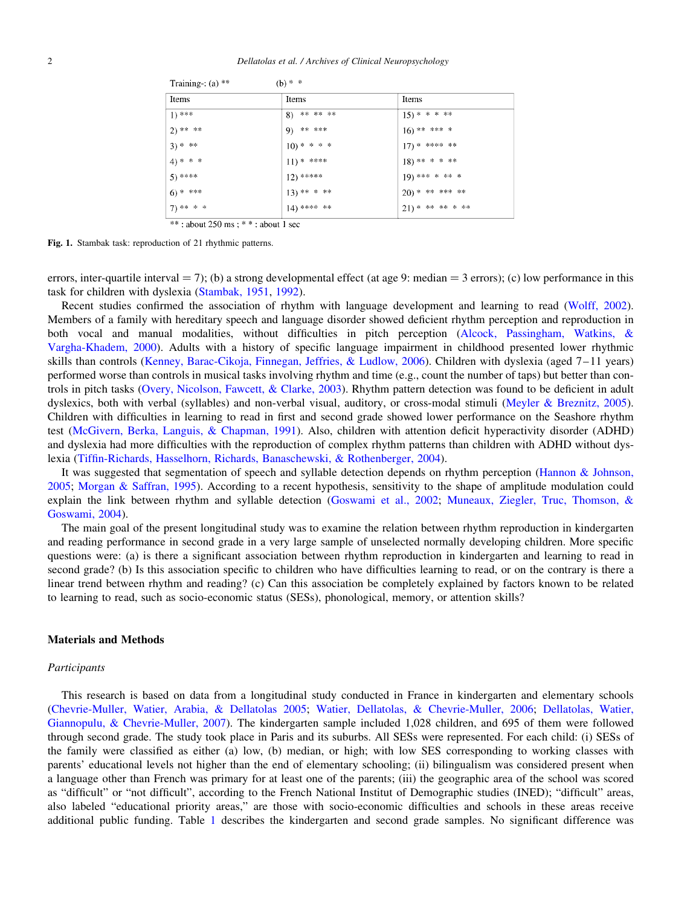Training-: (a) **            (b) *  *

| Items | Items | Items |
|---|---|---|
| 1) *** | 8) ** ** ** | 15) * * * ** |
| 2) ** ** | 9) ** *** | 16) ** *** * |
| 3) * ** | 10) * * * * | 17) * **** ** |
| 4) * * * | 11) * **** | 18) ** * * ** |
| 5) **** | 12) ***** | 19) *** * ** * |
| 6) * *** | 13) ** * ** | 20) * ** *** ** |
| 7) ** * * | 14) **** ** | 21) * ** ** * ** |

** : about 250 ms ; * * : about 1 sec

**Fig. 1.** Stambak task: reproduction of 21 rhythmic patterns.

errors, inter-quartile interval = 7); (b) a strong developmental effect (at age 9: median = 3 errors); (c) low performance in this task for children with dyslexia (Stambak, 1951, 1992).

Recent studies confirmed the association of rhythm with language development and learning to read (Wolff, 2002). Members of a family with hereditary speech and language disorder showed deficient rhythm perception and reproduction in both vocal and manual modalities, without difficulties in pitch perception (Alcock, Passingham, Watkins, & Vargha-Khadem, 2000). Adults with a history of specific language impairment in childhood presented lower rhythmic skills than controls (Kenney, Barac-Cikoja, Finnegan, Jeffries, & Ludlow, 2006). Children with dyslexia (aged 7–11 years) performed worse than controls in musical tasks involving rhythm and time (e.g., count the number of taps) but better than controls in pitch tasks (Overy, Nicolson, Fawcett, & Clarke, 2003). Rhythm pattern detection was found to be deficient in adult dyslexics, both with verbal (syllables) and non-verbal visual, auditory, or cross-modal stimuli (Meyler & Breznitz, 2005). Children with difficulties in learning to read in first and second grade showed lower performance on the Seashore rhythm test (McGivern, Berka, Languis, & Chapman, 1991). Also, children with attention deficit hyperactivity disorder (ADHD) and dyslexia had more difficulties with the reproduction of complex rhythm patterns than children with ADHD without dyslexia (Tiffin-Richards, Hasselhorn, Richards, Banaschewski, & Rothenberger, 2004).

It was suggested that segmentation of speech and syllable detection depends on rhythm perception (Hannon & Johnson, 2005; Morgan & Saffran, 1995). According to a recent hypothesis, sensitivity to the shape of amplitude modulation could explain the link between rhythm and syllable detection (Goswami et al., 2002; Muneaux, Ziegler, Truc, Thomson, & Goswami, 2004).

The main goal of the present longitudinal study was to examine the relation between rhythm reproduction in kindergarten and reading performance in second grade in a very large sample of unselected normally developing children. More specific questions were: (a) is there a significant association between rhythm reproduction in kindergarten and learning to read in second grade? (b) Is this association specific to children who have difficulties learning to read, or on the contrary is there a linear trend between rhythm and reading? (c) Can this association be completely explained by factors known to be related to learning to read, such as socio-economic status (SESs), phonological, memory, or attention skills?

## Materials and Methods

### *Participants*

This research is based on data from a longitudinal study conducted in France in kindergarten and elementary schools (Chevrie-Muller, Watier, Arabia, & Dellatolas 2005; Watier, Dellatolas, & Chevrie-Muller, 2006; Dellatolas, Watier, Giannopulu, & Chevrie-Muller, 2007). The kindergarten sample included 1,028 children, and 695 of them were followed through second grade. The study took place in Paris and its suburbs. All SESs were represented. For each child: (i) SESs of the family were classified as either (a) low, (b) median, or high; with low SES corresponding to working classes with parents' educational levels not higher than the end of elementary schooling; (ii) bilingualism was considered present when a language other than French was primary for at least one of the parents; (iii) the geographic area of the school was scored as "difficult" or "not difficult", according to the French National Institut of Demographic studies (INED); "difficult" areas, also labeled "educational priority areas," are those with socio-economic difficulties and schools in these areas receive additional public funding. Table 1 describes the kindergarten and second grade samples. No significant difference was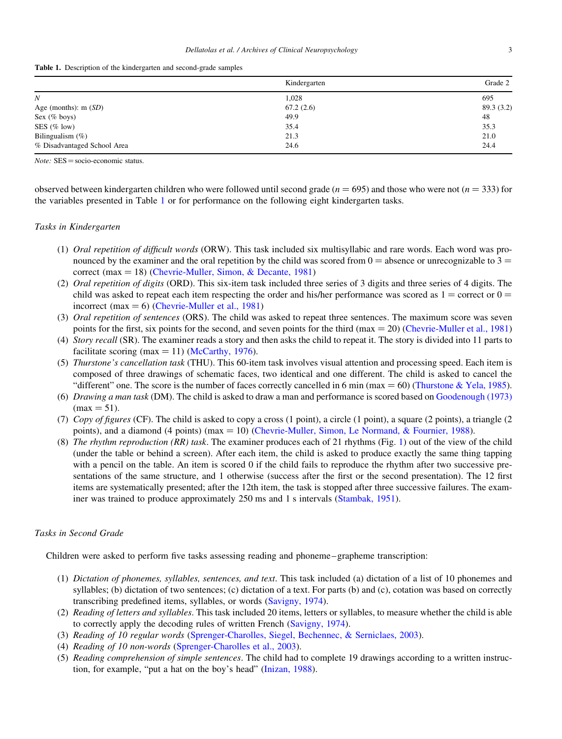**Table 1.** Description of the kindergarten and second-grade samples

| | Kindergarten | Grade 2 |
|---|---|---|
| *N* | 1,028 | 695 |
| Age (months): m (*SD*) | 67.2 (2.6) | 89.3 (3.2) |
| Sex (% boys) | 49.9 | 48 |
| SES (% low) | 35.4 | 35.3 |
| Bilingualism (%) | 21.3 | 21.0 |
| % Disadvantaged School Area | 24.6 | 24.4 |

*Note:* SES = socio-economic status.

observed between kindergarten children who were followed until second grade ($n = 695$) and those who were not ($n = 333$) for the variables presented in Table 1 or for performance on the following eight kindergarten tasks.

### Tasks in Kindergarten

1. *Oral repetition of difficult words* (ORW). This task included six multisyllabic and rare words. Each word was pronounced by the examiner and the oral repetition by the child was scored from 0 = absence or unrecognizable to 3 = correct (max = 18) (Chevrie-Muller, Simon, & Decante, 1981)
2. *Oral repetition of digits* (ORD). This six-item task included three series of 3 digits and three series of 4 digits. The child was asked to repeat each item respecting the order and his/her performance was scored as 1 = correct or 0 = incorrect (max = 6) (Chevrie-Muller et al., 1981)
3. *Oral repetition of sentences* (ORS). The child was asked to repeat three sentences. The maximum score was seven points for the first, six points for the second, and seven points for the third (max = 20) (Chevrie-Muller et al., 1981)
4. *Story recall* (SR). The examiner reads a story and then asks the child to repeat it. The story is divided into 11 parts to facilitate scoring (max = 11) (McCarthy, 1976).
5. *Thurstone's cancellation task* (THU). This 60-item task involves visual attention and processing speed. Each item is composed of three drawings of schematic faces, two identical and one different. The child is asked to cancel the "different" one. The score is the number of faces correctly cancelled in 6 min (max = 60) (Thurstone & Yela, 1985).
6. *Drawing a man task* (DM). The child is asked to draw a man and performance is scored based on Goodenough (1973) (max = 51).
7. *Copy of figures* (CF). The child is asked to copy a cross (1 point), a circle (1 point), a square (2 points), a triangle (2 points), and a diamond (4 points) (max = 10) (Chevrie-Muller, Simon, Le Normand, & Fournier, 1988).
8. *The rhythm reproduction (RR) task*. The examiner produces each of 21 rhythms (Fig. 1) out of the view of the child (under the table or behind a screen). After each item, the child is asked to produce exactly the same thing tapping with a pencil on the table. An item is scored 0 if the child fails to reproduce the rhythm after two successive presentations of the same structure, and 1 otherwise (success after the first or the second presentation). The 12 first items are systematically presented; after the 12th item, the task is stopped after three successive failures. The examiner was trained to produce approximately 250 ms and 1 s intervals (Stambak, 1951).

### Tasks in Second Grade

Children were asked to perform five tasks assessing reading and phoneme–grapheme transcription:

1. *Dictation of phonemes, syllables, sentences, and text*. This task included (a) dictation of a list of 10 phonemes and syllables; (b) dictation of two sentences; (c) dictation of a text. For parts (b) and (c), cotation was based on correctly transcribing predefined items, syllables, or words (Savigny, 1974).
2. *Reading of letters and syllables*. This task included 20 items, letters or syllables, to measure whether the child is able to correctly apply the decoding rules of written French (Savigny, 1974).
3. *Reading of 10 regular words* (Sprenger-Charolles, Siegel, Bechennec, & Serniclaes, 2003).
4. *Reading of 10 non-words* (Sprenger-Charolles et al., 2003).
5. *Reading comprehension of simple sentences*. The child had to complete 19 drawings according to a written instruction, for example, "put a hat on the boy's head" (Inizan, 1988).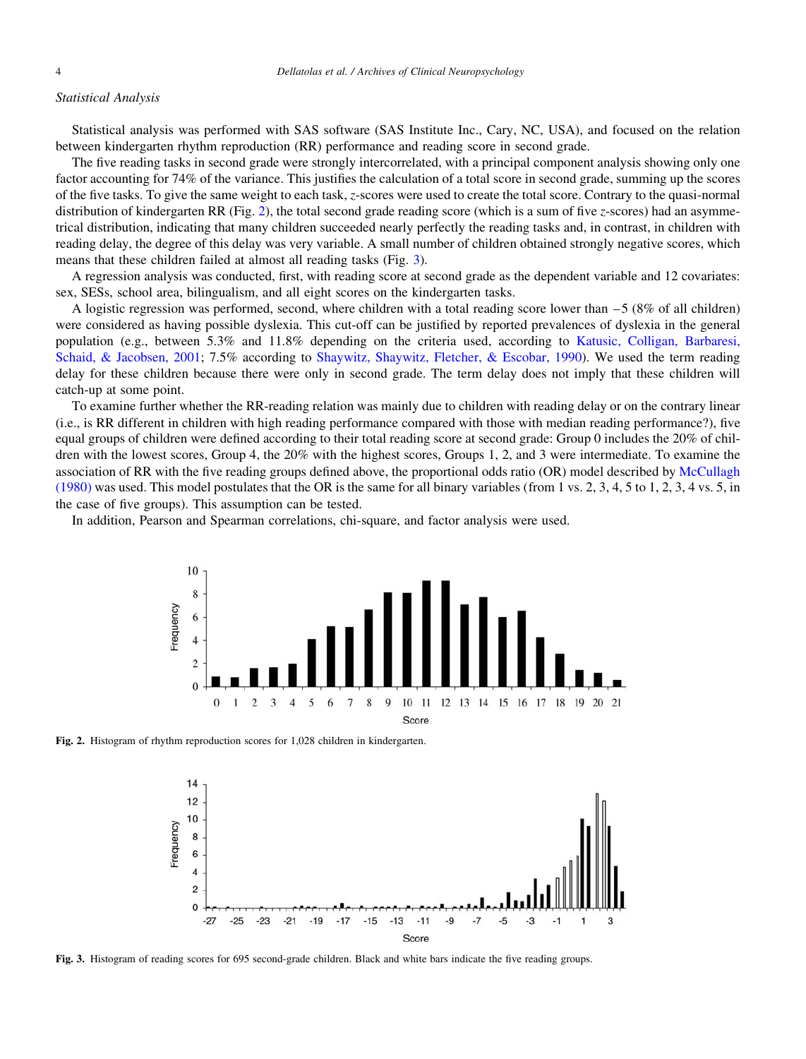### *Statistical Analysis*

Statistical analysis was performed with SAS software (SAS Institute Inc., Cary, NC, USA), and focused on the relation between kindergarten rhythm reproduction (RR) performance and reading score in second grade.

The five reading tasks in second grade were strongly intercorrelated, with a principal component analysis showing only one factor accounting for 74% of the variance. This justifies the calculation of a total score in second grade, summing up the scores of the five tasks. To give the same weight to each task, *z*-scores were used to create the total score. Contrary to the quasi-normal distribution of kindergarten RR (Fig. 2), the total second grade reading score (which is a sum of five *z*-scores) had an asymmetrical distribution, indicating that many children succeeded nearly perfectly the reading tasks and, in contrast, in children with reading delay, the degree of this delay was very variable. A small number of children obtained strongly negative scores, which means that these children failed at almost all reading tasks (Fig. 3).

A regression analysis was conducted, first, with reading score at second grade as the dependent variable and 12 covariates: sex, SESs, school area, bilingualism, and all eight scores on the kindergarten tasks.

A logistic regression was performed, second, where children with a total reading score lower than $-5$ (8% of all children) were considered as having possible dyslexia. This cut-off can be justified by reported prevalences of dyslexia in the general population (e.g., between 5.3% and 11.8% depending on the criteria used, according to Katusic, Colligan, Barbaresi, Schaid, & Jacobsen, 2001; 7.5% according to Shaywitz, Shaywitz, Fletcher, & Escobar, 1990). We used the term reading delay for these children because there were only in second grade. The term delay does not imply that these children will catch-up at some point.

To examine further whether the RR-reading relation was mainly due to children with reading delay or on the contrary linear (i.e., is RR different in children with high reading performance compared with those with median reading performance?), five equal groups of children were defined according to their total reading score at second grade: Group 0 includes the 20% of children with the lowest scores, Group 4, the 20% with the highest scores, Groups 1, 2, and 3 were intermediate. To examine the association of RR with the five reading groups defined above, the proportional odds ratio (OR) model described by McCullagh (1980) was used. This model postulates that the OR is the same for all binary variables (from 1 vs. 2, 3, 4, 5 to 1, 2, 3, 4 vs. 5, in the case of five groups). This assumption can be tested.

In addition, Pearson and Spearman correlations, chi-square, and factor analysis were used.

**Fig. 2.** Histogram of rhythm reproduction scores for 1,028 children in kindergarten.

**Fig. 3.** Histogram of reading scores for 695 second-grade children. Black and white bars indicate the five reading groups.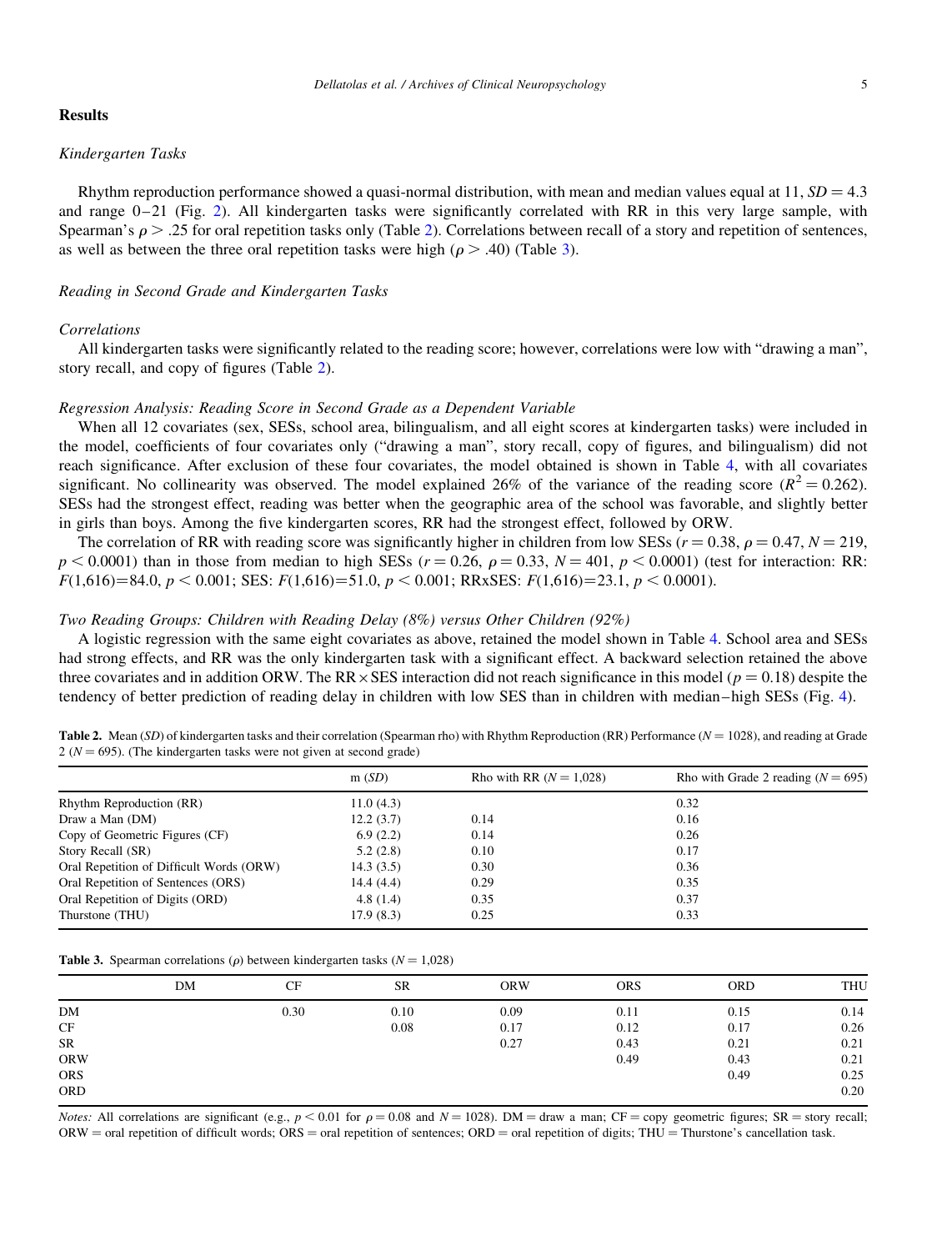## Results

### *Kindergarten Tasks*

Rhythm reproduction performance showed a quasi-normal distribution, with mean and median values equal at 11, $SD = 4.3$ and range 0–21 (Fig. 2). All kindergarten tasks were significantly correlated with RR in this very large sample, with Spearman's $\rho > .25$ for oral repetition tasks only (Table 2). Correlations between recall of a story and repetition of sentences, as well as between the three oral repetition tasks were high ($\rho > .40$) (Table 3).

### *Reading in Second Grade and Kindergarten Tasks*

#### *Correlations*

All kindergarten tasks were significantly related to the reading score; however, correlations were low with "drawing a man", story recall, and copy of figures (Table 2).

#### *Regression Analysis: Reading Score in Second Grade as a Dependent Variable*

When all 12 covariates (sex, SESs, school area, bilingualism, and all eight scores at kindergarten tasks) were included in the model, coefficients of four covariates only ("drawing a man", story recall, copy of figures, and bilingualism) did not reach significance. After exclusion of these four covariates, the model obtained is shown in Table 4, with all covariates significant. No collinearity was observed. The model explained 26% of the variance of the reading score ($R^2 = 0.262$). SESs had the strongest effect, reading was better when the geographic area of the school was favorable, and slightly better in girls than boys. Among the five kindergarten scores, RR had the strongest effect, followed by ORW.

The correlation of RR with reading score was significantly higher in children from low SESs ($r = 0.38$, $\rho = 0.47$, $N = 219$, $p < 0.0001$) than in those from median to high SESs ($r = 0.26$, $\rho = 0.33$, $N = 401$, $p < 0.0001$) (test for interaction: RR: $F(1,616)=84.0$, $p < 0.001$; SES: $F(1,616)=51.0$, $p < 0.001$; RRxSES: $F(1,616)=23.1$, $p < 0.0001$).

#### *Two Reading Groups: Children with Reading Delay (8%) versus Other Children (92%)*

A logistic regression with the same eight covariates as above, retained the model shown in Table 4. School area and SESs had strong effects, and RR was the only kindergarten task with a significant effect. A backward selection retained the above three covariates and in addition ORW. The RR × SES interaction did not reach significance in this model ($p = 0.18$) despite the tendency of better prediction of reading delay in children with low SES than in children with median–high SESs (Fig. 4).

**Table 2.** Mean (*SD*) of kindergarten tasks and their correlation (Spearman rho) with Rhythm Reproduction (RR) Performance ($N = 1028$), and reading at Grade 2 ($N = 695$). (The kindergarten tasks were not given at second grade)

| | m (*SD*) | Rho with RR ($N = 1{,}028$) | Rho with Grade 2 reading ($N = 695$) |
|---|---|---|---|
| Rhythm Reproduction (RR) | 11.0 (4.3) | | 0.32 |
| Draw a Man (DM) | 12.2 (3.7) | 0.14 | 0.16 |
| Copy of Geometric Figures (CF) | 6.9 (2.2) | 0.14 | 0.26 |
| Story Recall (SR) | 5.2 (2.8) | 0.10 | 0.17 |
| Oral Repetition of Difficult Words (ORW) | 14.3 (3.5) | 0.30 | 0.36 |
| Oral Repetition of Sentences (ORS) | 14.4 (4.4) | 0.29 | 0.35 |
| Oral Repetition of Digits (ORD) | 4.8 (1.4) | 0.35 | 0.37 |
| Thurstone (THU) | 17.9 (8.3) | 0.25 | 0.33 |

**Table 3.** Spearman correlations ($\rho$) between kindergarten tasks ($N = 1{,}028$)

| | DM | CF | SR | ORW | ORS | ORD | THU |
|---|---|---|---|---|---|---|---|
| DM | | 0.30 | 0.10 | 0.09 | 0.11 | 0.15 | 0.14 |
| CF | | | 0.08 | 0.17 | 0.12 | 0.17 | 0.26 |
| SR | | | | 0.27 | 0.43 | 0.21 | 0.21 |
| ORW | | | | | 0.49 | 0.43 | 0.21 |
| ORS | | | | | | 0.49 | 0.25 |
| ORD | | | | | | | 0.20 |

*Notes:* All correlations are significant (e.g., $p < 0.01$ for $\rho = 0.08$ and $N = 1028$). DM = draw a man; CF = copy geometric figures; SR = story recall; ORW = oral repetition of difficult words; ORS = oral repetition of sentences; ORD = oral repetition of digits; THU = Thurstone's cancellation task.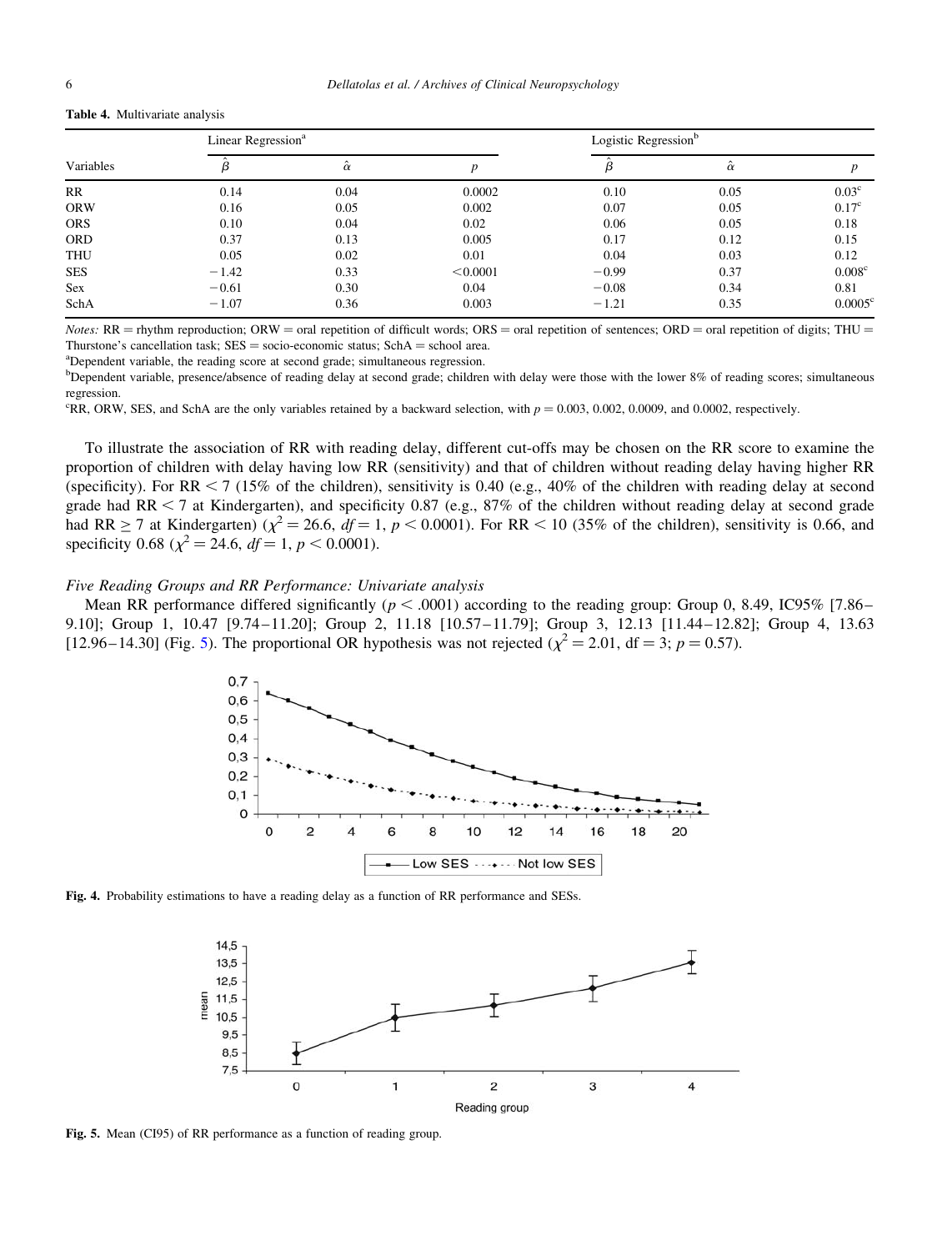**Table 4.** Multivariate analysis

| Variables | Linear Regression[a] | | | Logistic Regression[b] | | |
|---|---|---|---|---|---|---|
| | $\hat{\beta}$ | $\hat{\alpha}$ | $p$ | $\hat{\beta}$ | $\hat{\alpha}$ | $p$ |
| RR | 0.14 | 0.04 | 0.0002 | 0.10 | 0.05 | 0.03[c] |
| ORW | 0.16 | 0.05 | 0.002 | 0.07 | 0.05 | 0.17[c] |
| ORS | 0.10 | 0.04 | 0.02 | 0.06 | 0.05 | 0.18 |
| ORD | 0.37 | 0.13 | 0.005 | 0.17 | 0.12 | 0.15 |
| THU | 0.05 | 0.02 | 0.01 | 0.04 | 0.03 | 0.12 |
| SES | −1.42 | 0.33 | <0.0001 | −0.99 | 0.37 | 0.008[c] |
| Sex | −0.61 | 0.30 | 0.04 | −0.08 | 0.34 | 0.81 |
| SchA | −1.07 | 0.36 | 0.003 | −1.21 | 0.35 | 0.0005[c] |

*Notes:* RR = rhythm reproduction; ORW = oral repetition of difficult words; ORS = oral repetition of sentences; ORD = oral repetition of digits; THU = Thurstone's cancellation task; SES = socio-economic status; SchA = school area.

[a]Dependent variable, the reading score at second grade; simultaneous regression.

[b]Dependent variable, presence/absence of reading delay at second grade; children with delay were those with the lower 8% of reading scores; simultaneous regression.

[c]RR, ORW, SES, and SchA are the only variables retained by a backward selection, with $p = 0.003$, 0.002, 0.0009, and 0.0002, respectively.

To illustrate the association of RR with reading delay, different cut-offs may be chosen on the RR score to examine the proportion of children with delay having low RR (sensitivity) and that of children without reading delay having higher RR (specificity). For RR < 7 (15% of the children), sensitivity is 0.40 (e.g., 40% of the children with reading delay at second grade had RR < 7 at Kindergarten), and specificity 0.87 (e.g., 87% of the children without reading delay at second grade had RR ≥ 7 at Kindergarten) ($\chi^2 = 26.6$, $df = 1$, $p < 0.0001$). For RR < 10 (35% of the children), sensitivity is 0.66, and specificity 0.68 ($\chi^2 = 24.6$, $df = 1$, $p < 0.0001$).

### *Five Reading Groups and RR Performance: Univariate analysis*

Mean RR performance differed significantly ($p < .0001$) according to the reading group: Group 0, 8.49, IC95% [7.86–9.10]; Group 1, 10.47 [9.74–11.20]; Group 2, 11.18 [10.57–11.79]; Group 3, 12.13 [11.44–12.82]; Group 4, 13.63 [12.96–14.30] (Fig. 5). The proportional OR hypothesis was not rejected ($\chi^2 = 2.01$, df = 3; $p = 0.57$).

**Fig. 4.** Probability estimations to have a reading delay as a function of RR performance and SESs.

**Fig. 5.** Mean (CI95) of RR performance as a function of reading group.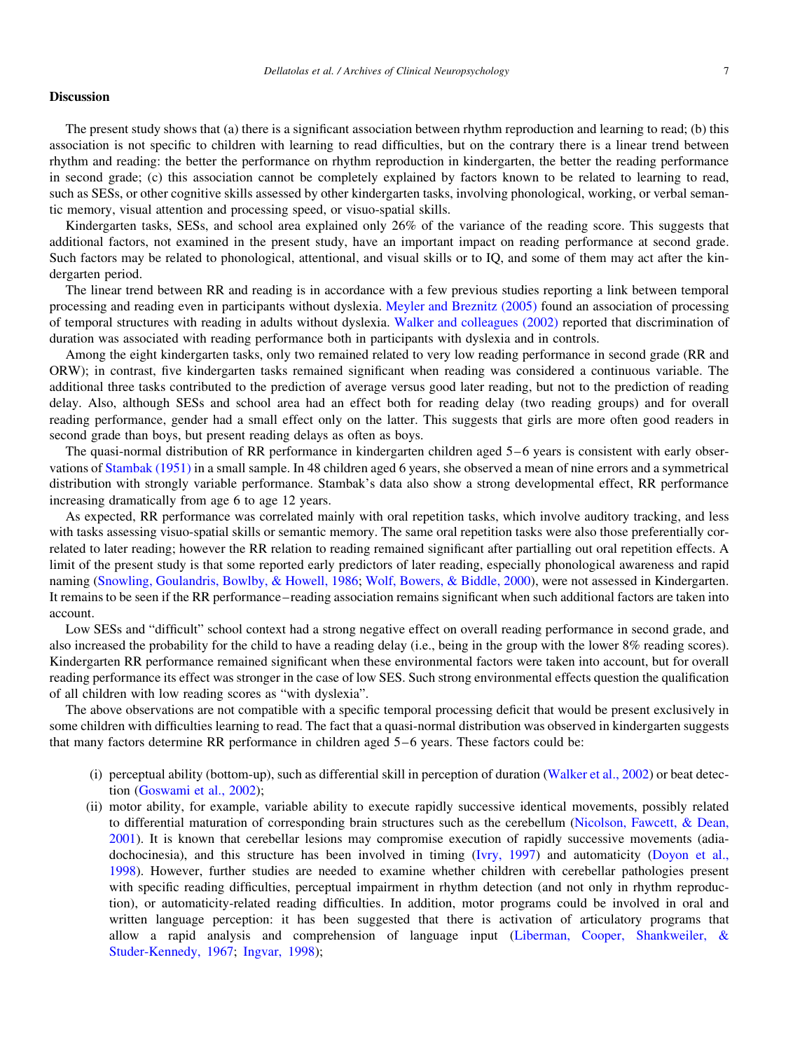## Discussion

The present study shows that (a) there is a significant association between rhythm reproduction and learning to read; (b) this association is not specific to children with learning to read difficulties, but on the contrary there is a linear trend between rhythm and reading: the better the performance on rhythm reproduction in kindergarten, the better the reading performance in second grade; (c) this association cannot be completely explained by factors known to be related to learning to read, such as SESs, or other cognitive skills assessed by other kindergarten tasks, involving phonological, working, or verbal semantic memory, visual attention and processing speed, or visuo-spatial skills.

Kindergarten tasks, SESs, and school area explained only 26% of the variance of the reading score. This suggests that additional factors, not examined in the present study, have an important impact on reading performance at second grade. Such factors may be related to phonological, attentional, and visual skills or to IQ, and some of them may act after the kindergarten period.

The linear trend between RR and reading is in accordance with a few previous studies reporting a link between temporal processing and reading even in participants without dyslexia. Meyler and Breznitz (2005) found an association of processing of temporal structures with reading in adults without dyslexia. Walker and colleagues (2002) reported that discrimination of duration was associated with reading performance both in participants with dyslexia and in controls.

Among the eight kindergarten tasks, only two remained related to very low reading performance in second grade (RR and ORW); in contrast, five kindergarten tasks remained significant when reading was considered a continuous variable. The additional three tasks contributed to the prediction of average versus good later reading, but not to the prediction of reading delay. Also, although SESs and school area had an effect both for reading delay (two reading groups) and for overall reading performance, gender had a small effect only on the latter. This suggests that girls are more often good readers in second grade than boys, but present reading delays as often as boys.

The quasi-normal distribution of RR performance in kindergarten children aged 5–6 years is consistent with early observations of Stambak (1951) in a small sample. In 48 children aged 6 years, she observed a mean of nine errors and a symmetrical distribution with strongly variable performance. Stambak's data also show a strong developmental effect, RR performance increasing dramatically from age 6 to age 12 years.

As expected, RR performance was correlated mainly with oral repetition tasks, which involve auditory tracking, and less with tasks assessing visuo-spatial skills or semantic memory. The same oral repetition tasks were also those preferentially correlated to later reading; however the RR relation to reading remained significant after partialling out oral repetition effects. A limit of the present study is that some reported early predictors of later reading, especially phonological awareness and rapid naming (Snowling, Goulandris, Bowlby, & Howell, 1986; Wolf, Bowers, & Biddle, 2000), were not assessed in Kindergarten. It remains to be seen if the RR performance–reading association remains significant when such additional factors are taken into account.

Low SESs and "difficult" school context had a strong negative effect on overall reading performance in second grade, and also increased the probability for the child to have a reading delay (i.e., being in the group with the lower 8% reading scores). Kindergarten RR performance remained significant when these environmental factors were taken into account, but for overall reading performance its effect was stronger in the case of low SES. Such strong environmental effects question the qualification of all children with low reading scores as "with dyslexia".

The above observations are not compatible with a specific temporal processing deficit that would be present exclusively in some children with difficulties learning to read. The fact that a quasi-normal distribution was observed in kindergarten suggests that many factors determine RR performance in children aged 5–6 years. These factors could be:

(i) perceptual ability (bottom-up), such as differential skill in perception of duration (Walker et al., 2002) or beat detection (Goswami et al., 2002);

(ii) motor ability, for example, variable ability to execute rapidly successive identical movements, possibly related to differential maturation of corresponding brain structures such as the cerebellum (Nicolson, Fawcett, & Dean, 2001). It is known that cerebellar lesions may compromise execution of rapidly successive movements (adiadochocinesia), and this structure has been involved in timing (Ivry, 1997) and automaticity (Doyon et al., 1998). However, further studies are needed to examine whether children with cerebellar pathologies present with specific reading difficulties, perceptual impairment in rhythm detection (and not only in rhythm reproduction), or automaticity-related reading difficulties. In addition, motor programs could be involved in oral and written language perception: it has been suggested that there is activation of articulatory programs that allow a rapid analysis and comprehension of language input (Liberman, Cooper, Shankweiler, & Studer-Kennedy, 1967; Ingvar, 1998);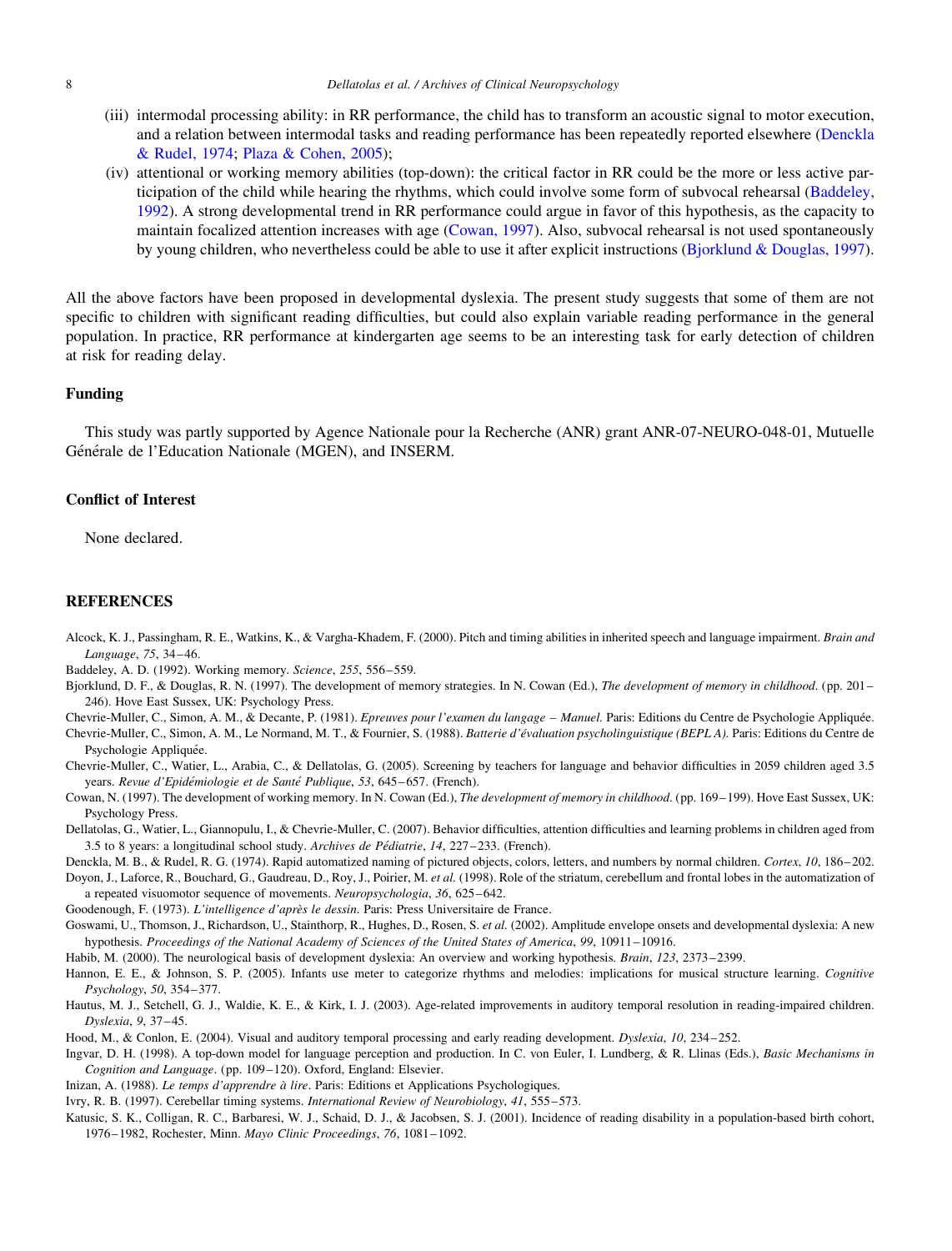(iii) intermodal processing ability: in RR performance, the child has to transform an acoustic signal to motor execution, and a relation between intermodal tasks and reading performance has been repeatedly reported elsewhere (Denckla & Rudel, 1974; Plaza & Cohen, 2005);

(iv) attentional or working memory abilities (top-down): the critical factor in RR could be the more or less active participation of the child while hearing the rhythms, which could involve some form of subvocal rehearsal (Baddeley, 1992). A strong developmental trend in RR performance could argue in favor of this hypothesis, as the capacity to maintain focalized attention increases with age (Cowan, 1997). Also, subvocal rehearsal is not used spontaneously by young children, who nevertheless could be able to use it after explicit instructions (Bjorklund & Douglas, 1997).

All the above factors have been proposed in developmental dyslexia. The present study suggests that some of them are not specific to children with significant reading difficulties, but could also explain variable reading performance in the general population. In practice, RR performance at kindergarten age seems to be an interesting task for early detection of children at risk for reading delay.

## Funding

This study was partly supported by Agence Nationale pour la Recherche (ANR) grant ANR-07-NEURO-048-01, Mutuelle Générale de l'Education Nationale (MGEN), and INSERM.

## Conflict of Interest

None declared.

## REFERENCES

Alcock, K. J., Passingham, R. E., Watkins, K., & Vargha-Khadem, F. (2000). Pitch and timing abilities in inherited speech and language impairment. *Brain and Language*, *75*, 34–46.

Baddeley, A. D. (1992). Working memory. *Science*, *255*, 556–559.

Bjorklund, D. F., & Douglas, R. N. (1997). The development of memory strategies. In N. Cowan (Ed.), *The development of memory in childhood*. (pp. 201–246). Hove East Sussex, UK: Psychology Press.

Chevrie-Muller, C., Simon, A. M., & Decante, P. (1981). *Epreuves pour l'examen du langage – Manuel.* Paris: Editions du Centre de Psychologie Appliquée.

Chevrie-Muller, C., Simon, A. M., Le Normand, M. T., & Fournier, S. (1988). *Batterie d'évaluation psycholinguistique (BEPL A).* Paris: Editions du Centre de Psychologie Appliquée.

Chevrie-Muller, C., Watier, L., Arabia, C., & Dellatolas, G. (2005). Screening by teachers for language and behavior difficulties in 2059 children aged 3.5 years. *Revue d'Epidémiologie et de Santé Publique*, *53*, 645–657. (French).

Cowan, N. (1997). The development of working memory. In N. Cowan (Ed.), *The development of memory in childhood*. (pp. 169–199). Hove East Sussex, UK: Psychology Press.

Dellatolas, G., Watier, L., Giannopulu, I., & Chevrie-Muller, C. (2007). Behavior difficulties, attention difficulties and learning problems in children aged from 3.5 to 8 years: a longitudinal school study. *Archives de Pédiatrie*, *14*, 227–233. (French).

Denckla, M. B., & Rudel, R. G. (1974). Rapid automatized naming of pictured objects, colors, letters, and numbers by normal children. *Cortex*, *10*, 186–202.

Doyon, J., Laforce, R., Bouchard, G., Gaudreau, D., Roy, J., Poirier, M. *et al.* (1998). Role of the striatum, cerebellum and frontal lobes in the automatization of a repeated visuomotor sequence of movements. *Neuropsychologia*, *36*, 625–642.

Goodenough, F. (1973). *L'intelligence d'après le dessin*. Paris: Press Universitaire de France.

Goswami, U., Thomson, J., Richardson, U., Stainthorp, R., Hughes, D., Rosen, S. *et al.* (2002). Amplitude envelope onsets and developmental dyslexia: A new hypothesis. *Proceedings of the National Academy of Sciences of the United States of America*, *99*, 10911–10916.

Habib, M. (2000). The neurological basis of development dyslexia: An overview and working hypothesis. *Brain*, *123*, 2373–2399.

Hannon, E. E., & Johnson, S. P. (2005). Infants use meter to categorize rhythms and melodies: implications for musical structure learning. *Cognitive Psychology*, *50*, 354–377.

Hautus, M. J., Setchell, G. J., Waldie, K. E., & Kirk, I. J. (2003). Age-related improvements in auditory temporal resolution in reading-impaired children. *Dyslexia*, *9*, 37–45.

Hood, M., & Conlon, E. (2004). Visual and auditory temporal processing and early reading development. *Dyslexia*, *10*, 234–252.

Ingvar, D. H. (1998). A top-down model for language perception and production. In C. von Euler, I. Lundberg, & R. Llinas (Eds.), *Basic Mechanisms in Cognition and Language*. (pp. 109–120). Oxford, England: Elsevier.

Inizan, A. (1988). *Le temps d'apprendre à lire*. Paris: Editions et Applications Psychologiques.

Ivry, R. B. (1997). Cerebellar timing systems. *International Review of Neurobiology*, *41*, 555–573.

Katusic, S. K., Colligan, R. C., Barbaresi, W. J., Schaid, D. J., & Jacobsen, S. J. (2001). Incidence of reading disability in a population-based birth cohort, 1976–1982, Rochester, Minn. *Mayo Clinic Proceedings*, *76*, 1081–1092.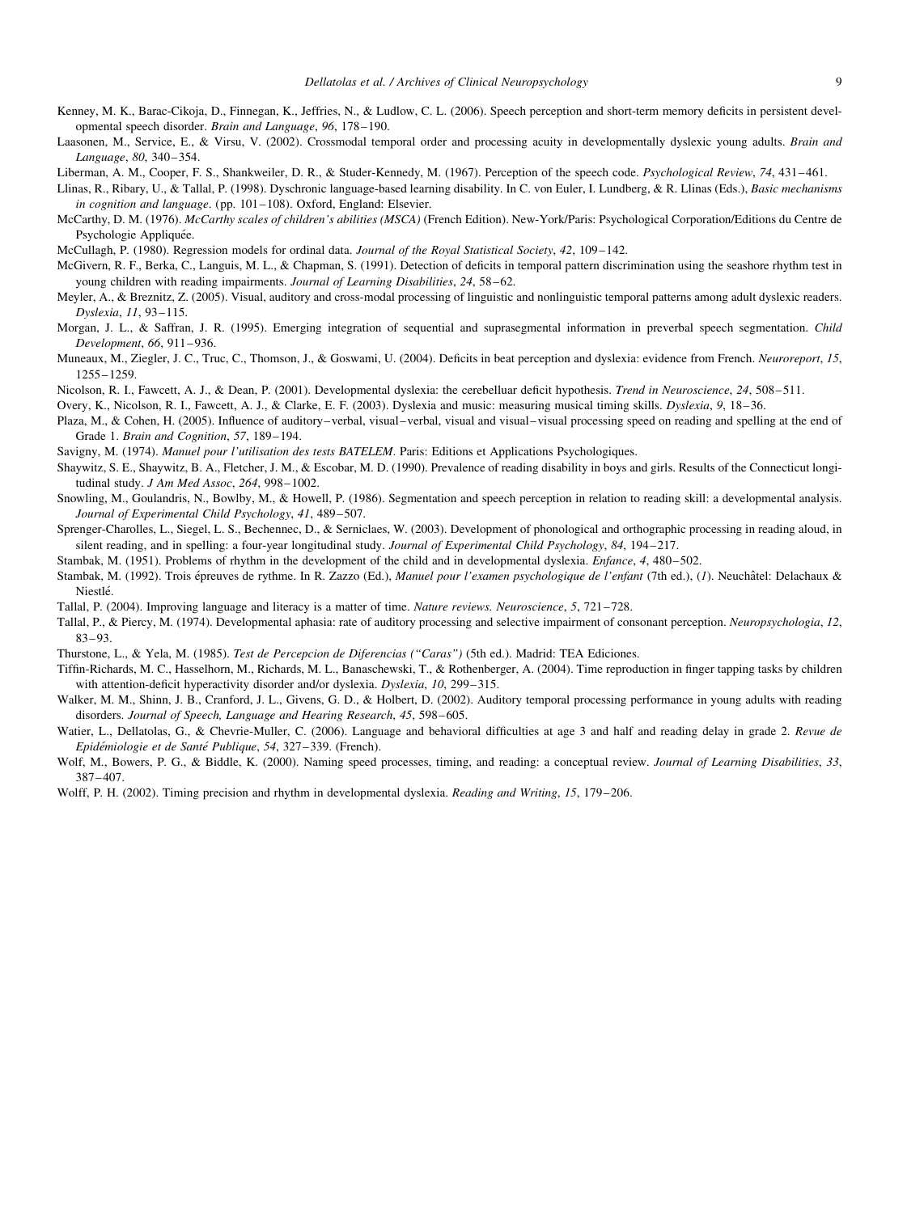Kenney, M. K., Barac-Cikoja, D., Finnegan, K., Jeffries, N., & Ludlow, C. L. (2006). Speech perception and short-term memory deficits in persistent developmental speech disorder. *Brain and Language*, *96*, 178–190.

Laasonen, M., Service, E., & Virsu, V. (2002). Crossmodal temporal order and processing acuity in developmentally dyslexic young adults. *Brain and Language*, *80*, 340–354.

Liberman, A. M., Cooper, F. S., Shankweiler, D. R., & Studer-Kennedy, M. (1967). Perception of the speech code. *Psychological Review*, *74*, 431–461.

Llinas, R., Ribary, U., & Tallal, P. (1998). Dyschronic language-based learning disability. In C. von Euler, I. Lundberg, & R. Llinas (Eds.), *Basic mechanisms in cognition and language*. (pp. 101–108). Oxford, England: Elsevier.

McCarthy, D. M. (1976). *McCarthy scales of children's abilities (MSCA)* (French Edition). New-York/Paris: Psychological Corporation/Editions du Centre de Psychologie Appliquée.

McCullagh, P. (1980). Regression models for ordinal data. *Journal of the Royal Statistical Society*, *42*, 109–142.

McGivern, R. F., Berka, C., Languis, M. L., & Chapman, S. (1991). Detection of deficits in temporal pattern discrimination using the seashore rhythm test in young children with reading impairments. *Journal of Learning Disabilities*, *24*, 58–62.

Meyler, A., & Breznitz, Z. (2005). Visual, auditory and cross-modal processing of linguistic and nonlinguistic temporal patterns among adult dyslexic readers. *Dyslexia*, *11*, 93–115.

Morgan, J. L., & Saffran, J. R. (1995). Emerging integration of sequential and suprasegmental information in preverbal speech segmentation. *Child Development*, *66*, 911–936.

Muneaux, M., Ziegler, J. C., Truc, C., Thomson, J., & Goswami, U. (2004). Deficits in beat perception and dyslexia: evidence from French. *Neuroreport*, *15*, 1255–1259.

Nicolson, R. I., Fawcett, A. J., & Dean, P. (2001). Developmental dyslexia: the cerebelluar deficit hypothesis. *Trend in Neuroscience*, *24*, 508–511.

Overy, K., Nicolson, R. I., Fawcett, A. J., & Clarke, E. F. (2003). Dyslexia and music: measuring musical timing skills. *Dyslexia*, *9*, 18–36.

Plaza, M., & Cohen, H. (2005). Influence of auditory–verbal, visual–verbal, visual and visual–visual processing speed on reading and spelling at the end of Grade 1. *Brain and Cognition*, *57*, 189–194.

Savigny, M. (1974). *Manuel pour l'utilisation des tests BATELEM*. Paris: Editions et Applications Psychologiques.

Shaywitz, S. E., Shaywitz, B. A., Fletcher, J. M., & Escobar, M. D. (1990). Prevalence of reading disability in boys and girls. Results of the Connecticut longitudinal study. *J Am Med Assoc*, *264*, 998–1002.

Snowling, M., Goulandris, N., Bowlby, M., & Howell, P. (1986). Segmentation and speech perception in relation to reading skill: a developmental analysis. *Journal of Experimental Child Psychology*, *41*, 489–507.

Sprenger-Charolles, L., Siegel, L. S., Bechennec, D., & Serniclaes, W. (2003). Development of phonological and orthographic processing in reading aloud, in silent reading, and in spelling: a four-year longitudinal study. *Journal of Experimental Child Psychology*, *84*, 194–217.

Stambak, M. (1951). Problems of rhythm in the development of the child and in developmental dyslexia. *Enfance*, *4*, 480–502.

Stambak, M. (1992). Trois épreuves de rythme. In R. Zazzo (Ed.), *Manuel pour l'examen psychologique de l'enfant* (7th ed.), (*1*). Neuchâtel: Delachaux & Niestlé.

Tallal, P. (2004). Improving language and literacy is a matter of time. *Nature reviews. Neuroscience*, *5*, 721–728.

Tallal, P., & Piercy, M. (1974). Developmental aphasia: rate of auditory processing and selective impairment of consonant perception. *Neuropsychologia*, *12*, 83–93.

Thurstone, L., & Yela, M. (1985). *Test de Percepcion de Diferencias ("Caras")* (5th ed.). Madrid: TEA Ediciones.

Tiffin-Richards, M. C., Hasselhorn, M., Richards, M. L., Banaschewski, T., & Rothenberger, A. (2004). Time reproduction in finger tapping tasks by children with attention-deficit hyperactivity disorder and/or dyslexia. *Dyslexia*, *10*, 299–315.

Walker, M. M., Shinn, J. B., Cranford, J. L., Givens, G. D., & Holbert, D. (2002). Auditory temporal processing performance in young adults with reading disorders. *Journal of Speech, Language and Hearing Research*, *45*, 598–605.

Watier, L., Dellatolas, G., & Chevrie-Muller, C. (2006). Language and behavioral difficulties at age 3 and half and reading delay in grade 2. *Revue de Epidémiologie et de Santé Publique*, *54*, 327–339. (French).

Wolf, M., Bowers, P. G., & Biddle, K. (2000). Naming speed processes, timing, and reading: a conceptual review. *Journal of Learning Disabilities*, *33*, 387–407.

Wolff, P. H. (2002). Timing precision and rhythm in developmental dyslexia. *Reading and Writing*, *15*, 179–206.